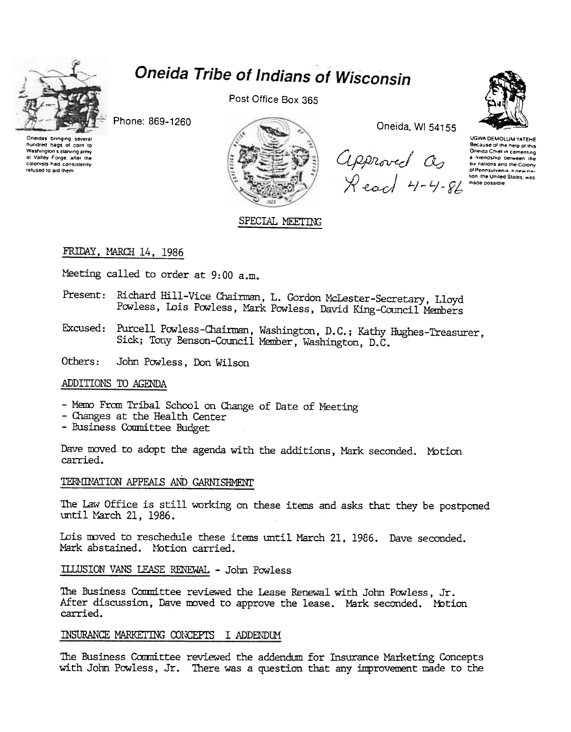# Oneida Tribe of Indians of Wisconsin

Oneidas bringing several hundred bags of corn to Washington's starving army at Valley Forge, after the colonists had consistently refused to aid them

Post Office Box 365

Phone: 869-1260

Oneida, WI 54155

UGWA DEMOLUM YATEHE Because of the help of this Oneida Chief in cementing a friendship between the six nations and the Colony of Pennsylvania, a new nation, the United States, was made possible

Approved as Read 4-4-86

SPECIAL MEETING

FRIDAY, MARCH 14, 1986

Meeting called to order at 9:00 a.m.

Present: Richard Hill-Vice Chairman, L. Gordon McLester-Secretary, Lloyd Powless, Lois Powless, Mark Powless, David King-Council Members

Excused: Purcell Powless-Chairman, Washington, D.C.; Kathy Hughes-Treasurer, Sick; Tony Benson-Council Member, Washington, D.C.

Others: John Powless, Don Wilson

## ADDITIONS TO AGENDA

- Memo From Tribal School on Change of Date of Meeting
- Changes at the Health Center
- Business Committee Budget

Dave moved to adopt the agenda with the additions, Mark seconded. Motion carried.

## TERMINATION APPEALS AND GARNISHMENT

The Law Office is still working on these items and asks that they be postponed until March 21, 1986.

Lois moved to reschedule these items until March 21, 1986. Dave seconded. Mark abstained. Motion carried.

## ILLUSION VANS LEASE RENEWAL - John Powless

The Business Committee reviewed the Lease Renewal with John Powless, Jr. After discussion, Dave moved to approve the lease. Mark seconded. Motion carried.

## INSURANCE MARKETING CONCEPTS I ADDENDUM

The Business Committee reviewed the addendum for Insurance Marketing Concepts with John Powless, Jr. There was a question that any improvement made to the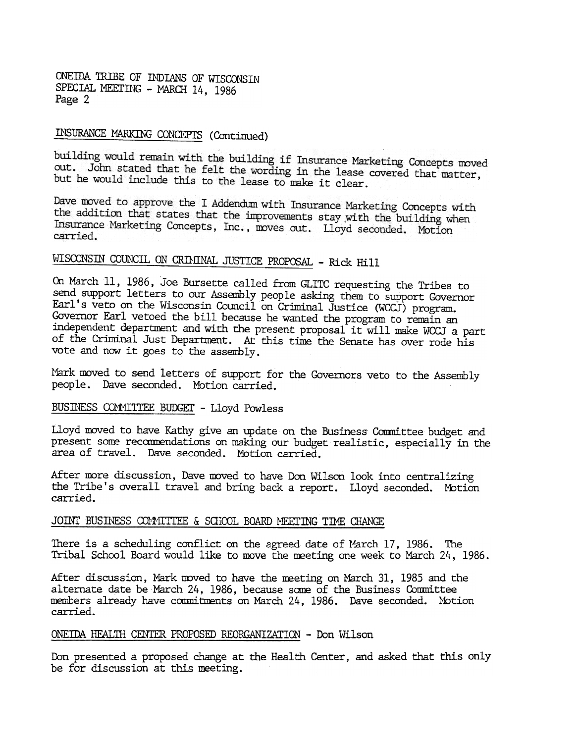ONEIDA TRIBE OF INDIANS OF WISCONSIN
SPECIAL MEETING - MARCH 14, 1986
Page 2

## INSURANCE MARKING CONCEPTS (Continued)

building would remain with the building if Insurance Marketing Concepts moved out. John stated that he felt the wording in the lease covered that matter, but he would include this to the lease to make it clear.

Dave moved to approve the I Addendum with Insurance Marketing Concepts with the addition that states that the improvements stay with the building when Insurance Marketing Concepts, Inc., moves out. Lloyd seconded. Motion carried.

## WISCONSIN COUNCIL ON CRIMINAL JUSTICE PROPOSAL - Rick Hill

On March 11, 1986, Joe Bursette called from GLITC requesting the Tribes to send support letters to our Assembly people asking them to support Governor Earl's veto on the Wisconsin Council on Criminal Justice (WCCJ) program. Governor Earl vetoed the bill because he wanted the program to remain an independent department and with the present proposal it will make WCCJ a part of the Criminal Just Department. At this time the Senate has over rode his vote and now it goes to the assembly.

Mark moved to send letters of support for the Governors veto to the Assembly people. Dave seconded. Motion carried.

## BUSINESS COMMITTEE BUDGET - Lloyd Powless

Lloyd moved to have Kathy give an update on the Business Committee budget and present some recommendations on making our budget realistic, especially in the area of travel. Dave seconded. Motion carried.

After more discussion, Dave moved to have Don Wilson look into centralizing the Tribe's overall travel and bring back a report. Lloyd seconded. Motion carried.

## JOINT BUSINESS COMMITTEE & SCHOOL BOARD MEETING TIME CHANGE

There is a scheduling conflict on the agreed date of March 17, 1986. The Tribal School Board would like to move the meeting one week to March 24, 1986.

After discussion, Mark moved to have the meeting on March 31, 1985 and the alternate date be March 24, 1986, because some of the Business Committee members already have commitments on March 24, 1986. Dave seconded. Motion carried.

## ONEIDA HEALTH CENTER PROPOSED REORGANIZATION - Don Wilson

Don presented a proposed change at the Health Center, and asked that this only be for discussion at this meeting.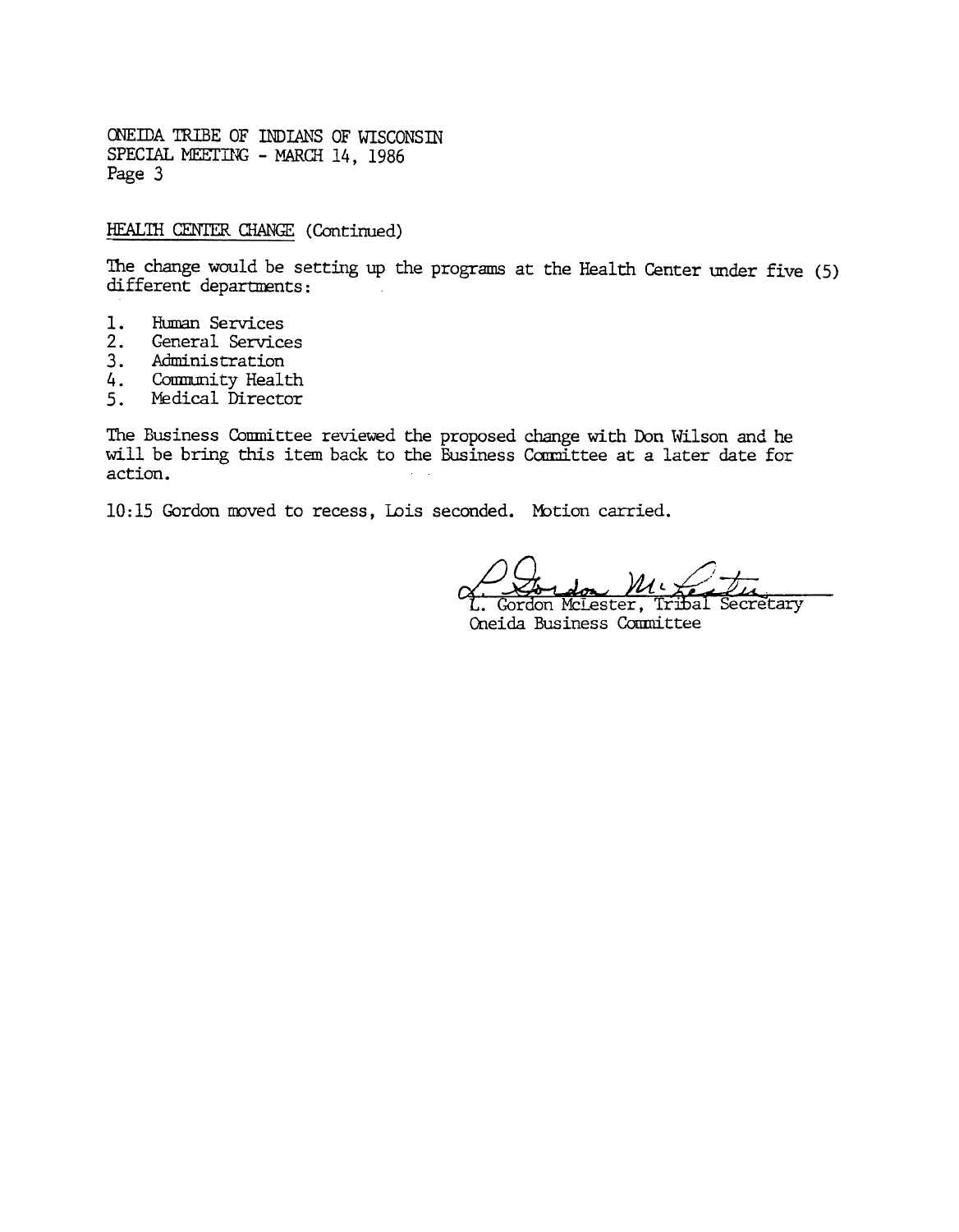ONEIDA TRIBE OF INDIANS OF WISCONSIN
SPECIAL MEETING - MARCH 14, 1986
Page 3

HEALTH CENTER CHANGE (Continued)

The change would be setting up the programs at the Health Center under five (5) different departments:

1. Human Services
2. General Services
3. Administration
4. Community Health
5. Medical Director

The Business Committee reviewed the proposed change with Don Wilson and he will be bring this item back to the Business Committee at a later date for action.

10:15 Gordon moved to recess, Lois seconded. Motion carried.

L. Gordon McLester, Tribal Secretary
Oneida Business Committee